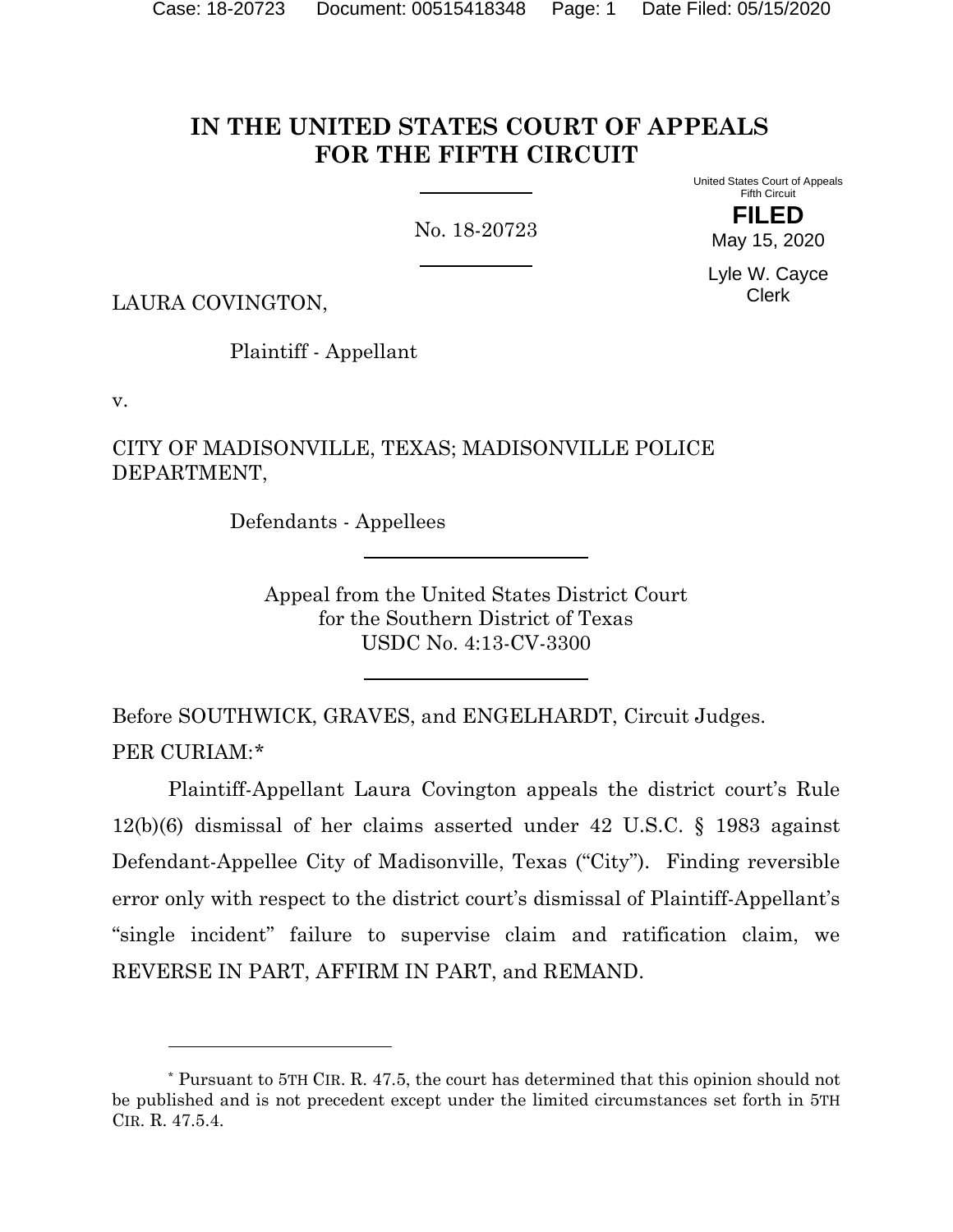# IN THE UNITED STATES COURT OF APPEALS FOR THE FIFTH CIRCUIT

United States Court of Appeals
Fifth Circuit

**FILED**

May 15, 2020

Lyle W. Cayce
Clerk

No. 18-20723

LAURA COVINGTON,

Plaintiff - Appellant

v.

CITY OF MADISONVILLE, TEXAS; MADISONVILLE POLICE DEPARTMENT,

Defendants - Appellees

Appeal from the United States District Court
for the Southern District of Texas
USDC No. 4:13-CV-3300

Before SOUTHWICK, GRAVES, and ENGELHARDT, Circuit Judges.

PER CURIAM:*

Plaintiff-Appellant Laura Covington appeals the district court's Rule 12(b)(6) dismissal of her claims asserted under 42 U.S.C. § 1983 against Defendant-Appellee City of Madisonville, Texas ("City"). Finding reversible error only with respect to the district court's dismissal of Plaintiff-Appellant's "single incident" failure to supervise claim and ratification claim, we REVERSE IN PART, AFFIRM IN PART, and REMAND.

---

* Pursuant to 5TH CIR. R. 47.5, the court has determined that this opinion should not be published and is not precedent except under the limited circumstances set forth in 5TH CIR. R. 47.5.4.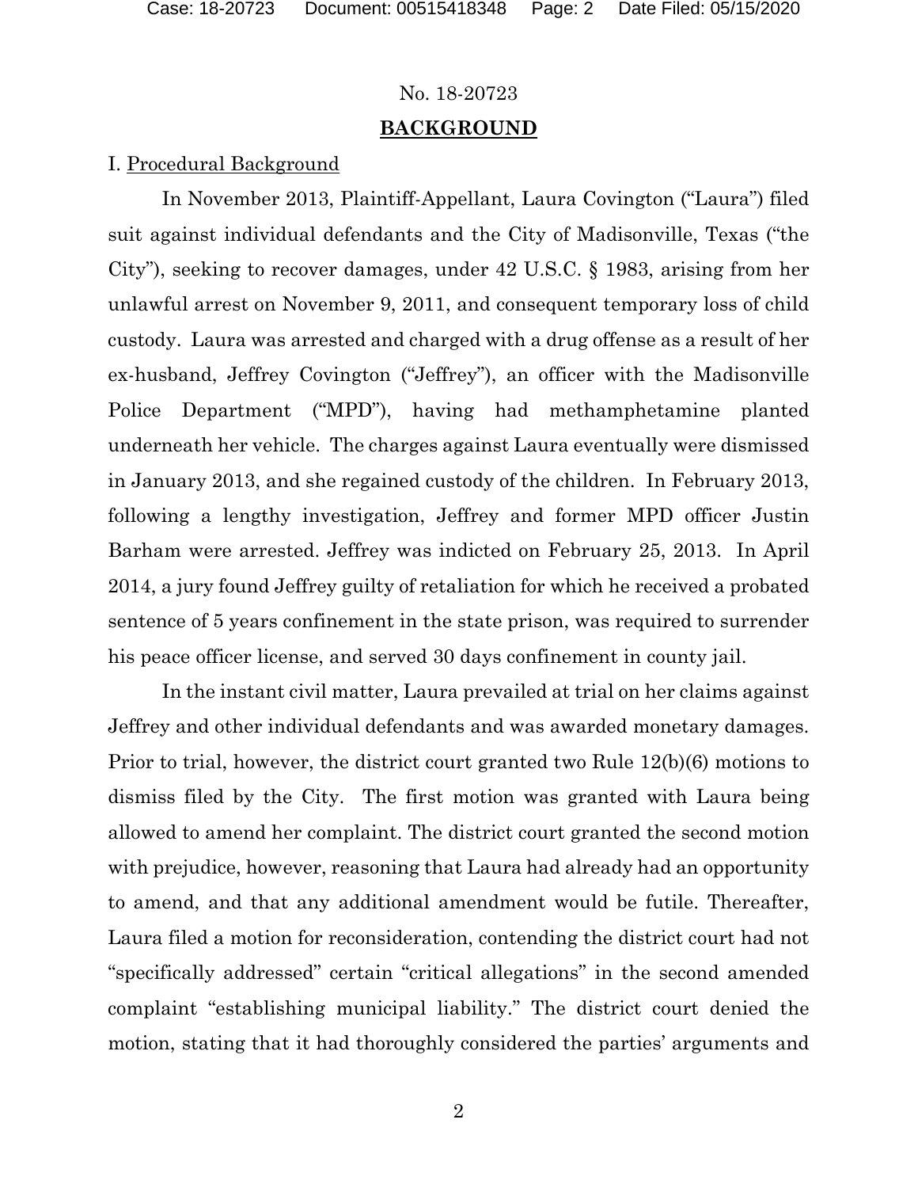No. 18-20723

## BACKGROUND

I. Procedural Background

In November 2013, Plaintiff-Appellant, Laura Covington ("Laura") filed suit against individual defendants and the City of Madisonville, Texas ("the City"), seeking to recover damages, under 42 U.S.C. § 1983, arising from her unlawful arrest on November 9, 2011, and consequent temporary loss of child custody. Laura was arrested and charged with a drug offense as a result of her ex-husband, Jeffrey Covington ("Jeffrey"), an officer with the Madisonville Police Department ("MPD"), having had methamphetamine planted underneath her vehicle. The charges against Laura eventually were dismissed in January 2013, and she regained custody of the children. In February 2013, following a lengthy investigation, Jeffrey and former MPD officer Justin Barham were arrested. Jeffrey was indicted on February 25, 2013. In April 2014, a jury found Jeffrey guilty of retaliation for which he received a probated sentence of 5 years confinement in the state prison, was required to surrender his peace officer license, and served 30 days confinement in county jail.

In the instant civil matter, Laura prevailed at trial on her claims against Jeffrey and other individual defendants and was awarded monetary damages. Prior to trial, however, the district court granted two Rule 12(b)(6) motions to dismiss filed by the City. The first motion was granted with Laura being allowed to amend her complaint. The district court granted the second motion with prejudice, however, reasoning that Laura had already had an opportunity to amend, and that any additional amendment would be futile. Thereafter, Laura filed a motion for reconsideration, contending the district court had not "specifically addressed" certain "critical allegations" in the second amended complaint "establishing municipal liability." The district court denied the motion, stating that it had thoroughly considered the parties' arguments and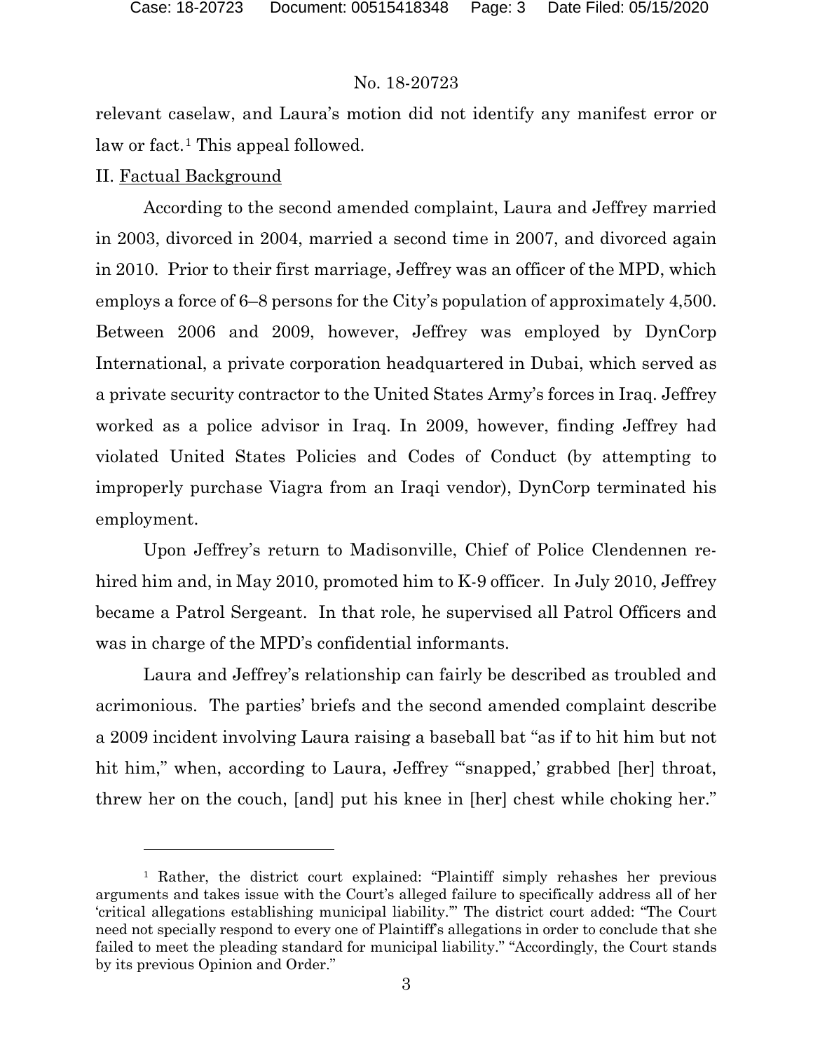relevant caselaw, and Laura's motion did not identify any manifest error or law or fact.[1] This appeal followed.

II. Factual Background

According to the second amended complaint, Laura and Jeffrey married in 2003, divorced in 2004, married a second time in 2007, and divorced again in 2010. Prior to their first marriage, Jeffrey was an officer of the MPD, which employs a force of 6–8 persons for the City's population of approximately 4,500. Between 2006 and 2009, however, Jeffrey was employed by DynCorp International, a private corporation headquartered in Dubai, which served as a private security contractor to the United States Army's forces in Iraq. Jeffrey worked as a police advisor in Iraq. In 2009, however, finding Jeffrey had violated United States Policies and Codes of Conduct (by attempting to improperly purchase Viagra from an Iraqi vendor), DynCorp terminated his employment.

Upon Jeffrey's return to Madisonville, Chief of Police Clendennen rehired him and, in May 2010, promoted him to K-9 officer. In July 2010, Jeffrey became a Patrol Sergeant. In that role, he supervised all Patrol Officers and was in charge of the MPD's confidential informants.

Laura and Jeffrey's relationship can fairly be described as troubled and acrimonious. The parties' briefs and the second amended complaint describe a 2009 incident involving Laura raising a baseball bat "as if to hit him but not hit him," when, according to Laura, Jeffrey "'snapped,' grabbed [her] throat, threw her on the couch, [and] put his knee in [her] chest while choking her."

---

[1] Rather, the district court explained: "Plaintiff simply rehashes her previous arguments and takes issue with the Court's alleged failure to specifically address all of her 'critical allegations establishing municipal liability.'" The district court added: "The Court need not specially respond to every one of Plaintiff's allegations in order to conclude that she failed to meet the pleading standard for municipal liability." "Accordingly, the Court stands by its previous Opinion and Order."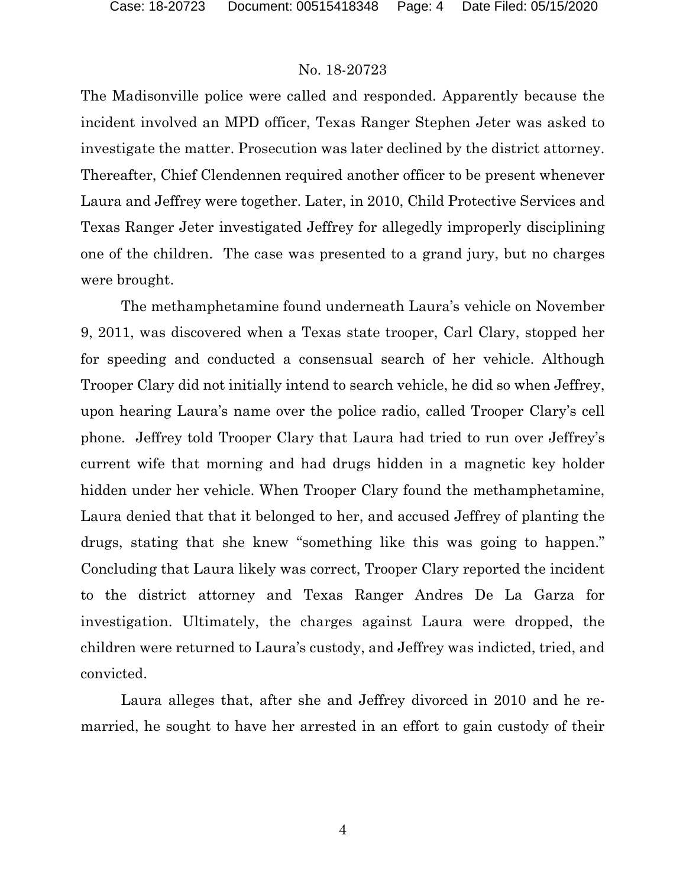The Madisonville police were called and responded. Apparently because the incident involved an MPD officer, Texas Ranger Stephen Jeter was asked to investigate the matter. Prosecution was later declined by the district attorney. Thereafter, Chief Clendennen required another officer to be present whenever Laura and Jeffrey were together. Later, in 2010, Child Protective Services and Texas Ranger Jeter investigated Jeffrey for allegedly improperly disciplining one of the children. The case was presented to a grand jury, but no charges were brought.

The methamphetamine found underneath Laura's vehicle on November 9, 2011, was discovered when a Texas state trooper, Carl Clary, stopped her for speeding and conducted a consensual search of her vehicle. Although Trooper Clary did not initially intend to search vehicle, he did so when Jeffrey, upon hearing Laura's name over the police radio, called Trooper Clary's cell phone. Jeffrey told Trooper Clary that Laura had tried to run over Jeffrey's current wife that morning and had drugs hidden in a magnetic key holder hidden under her vehicle. When Trooper Clary found the methamphetamine, Laura denied that that it belonged to her, and accused Jeffrey of planting the drugs, stating that she knew "something like this was going to happen." Concluding that Laura likely was correct, Trooper Clary reported the incident to the district attorney and Texas Ranger Andres De La Garza for investigation. Ultimately, the charges against Laura were dropped, the children were returned to Laura's custody, and Jeffrey was indicted, tried, and convicted.

Laura alleges that, after she and Jeffrey divorced in 2010 and he remarried, he sought to have her arrested in an effort to gain custody of their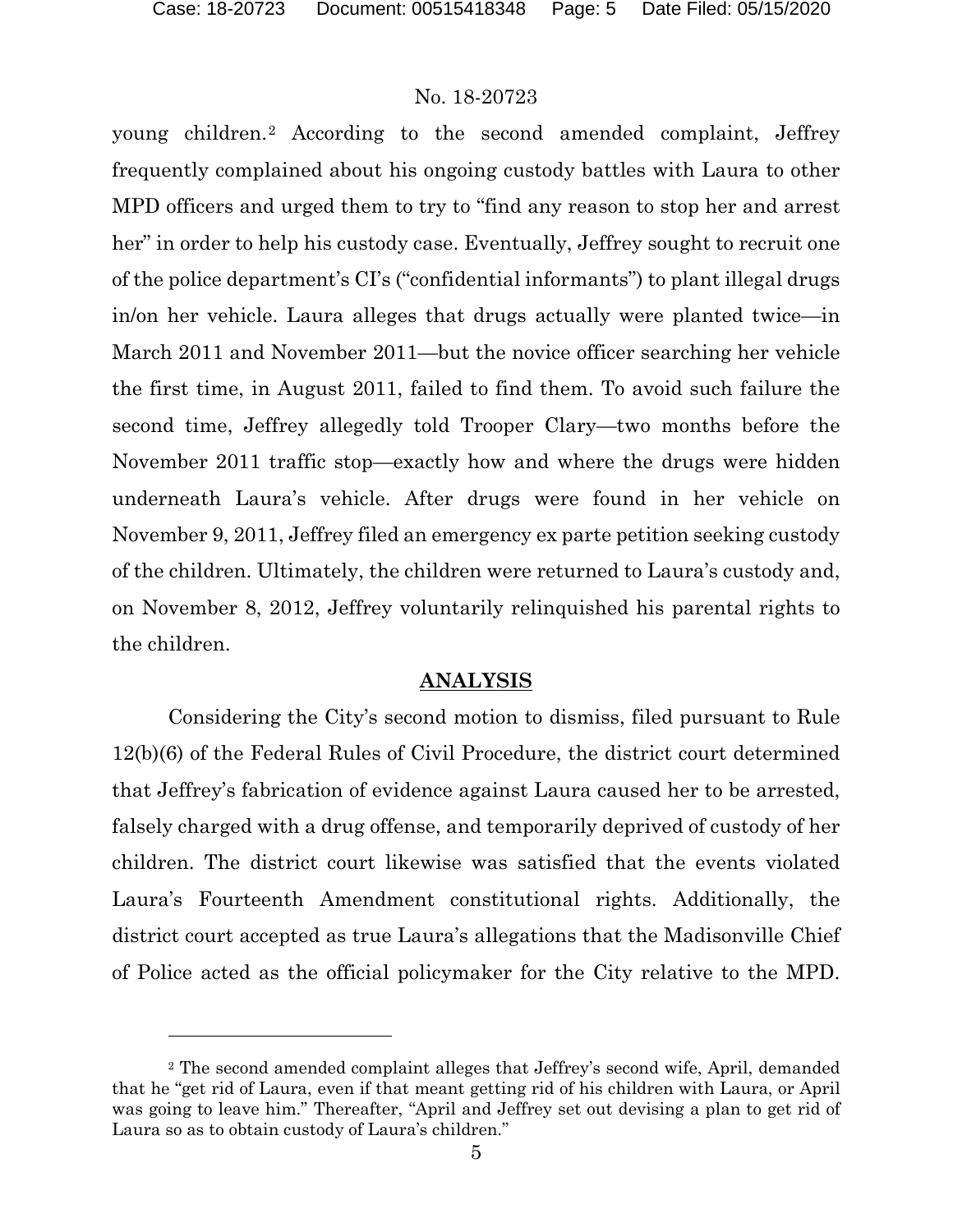young children.[2] According to the second amended complaint, Jeffrey frequently complained about his ongoing custody battles with Laura to other MPD officers and urged them to try to "find any reason to stop her and arrest her" in order to help his custody case. Eventually, Jeffrey sought to recruit one of the police department's CI's ("confidential informants") to plant illegal drugs in/on her vehicle. Laura alleges that drugs actually were planted twice—in March 2011 and November 2011—but the novice officer searching her vehicle the first time, in August 2011, failed to find them. To avoid such failure the second time, Jeffrey allegedly told Trooper Clary—two months before the November 2011 traffic stop—exactly how and where the drugs were hidden underneath Laura's vehicle. After drugs were found in her vehicle on November 9, 2011, Jeffrey filed an emergency ex parte petition seeking custody of the children. Ultimately, the children were returned to Laura's custody and, on November 8, 2012, Jeffrey voluntarily relinquished his parental rights to the children.

## ANALYSIS

Considering the City's second motion to dismiss, filed pursuant to Rule 12(b)(6) of the Federal Rules of Civil Procedure, the district court determined that Jeffrey's fabrication of evidence against Laura caused her to be arrested, falsely charged with a drug offense, and temporarily deprived of custody of her children. The district court likewise was satisfied that the events violated Laura's Fourteenth Amendment constitutional rights. Additionally, the district court accepted as true Laura's allegations that the Madisonville Chief of Police acted as the official policymaker for the City relative to the MPD.

---

[2] The second amended complaint alleges that Jeffrey's second wife, April, demanded that he "get rid of Laura, even if that meant getting rid of his children with Laura, or April was going to leave him." Thereafter, "April and Jeffrey set out devising a plan to get rid of Laura so as to obtain custody of Laura's children."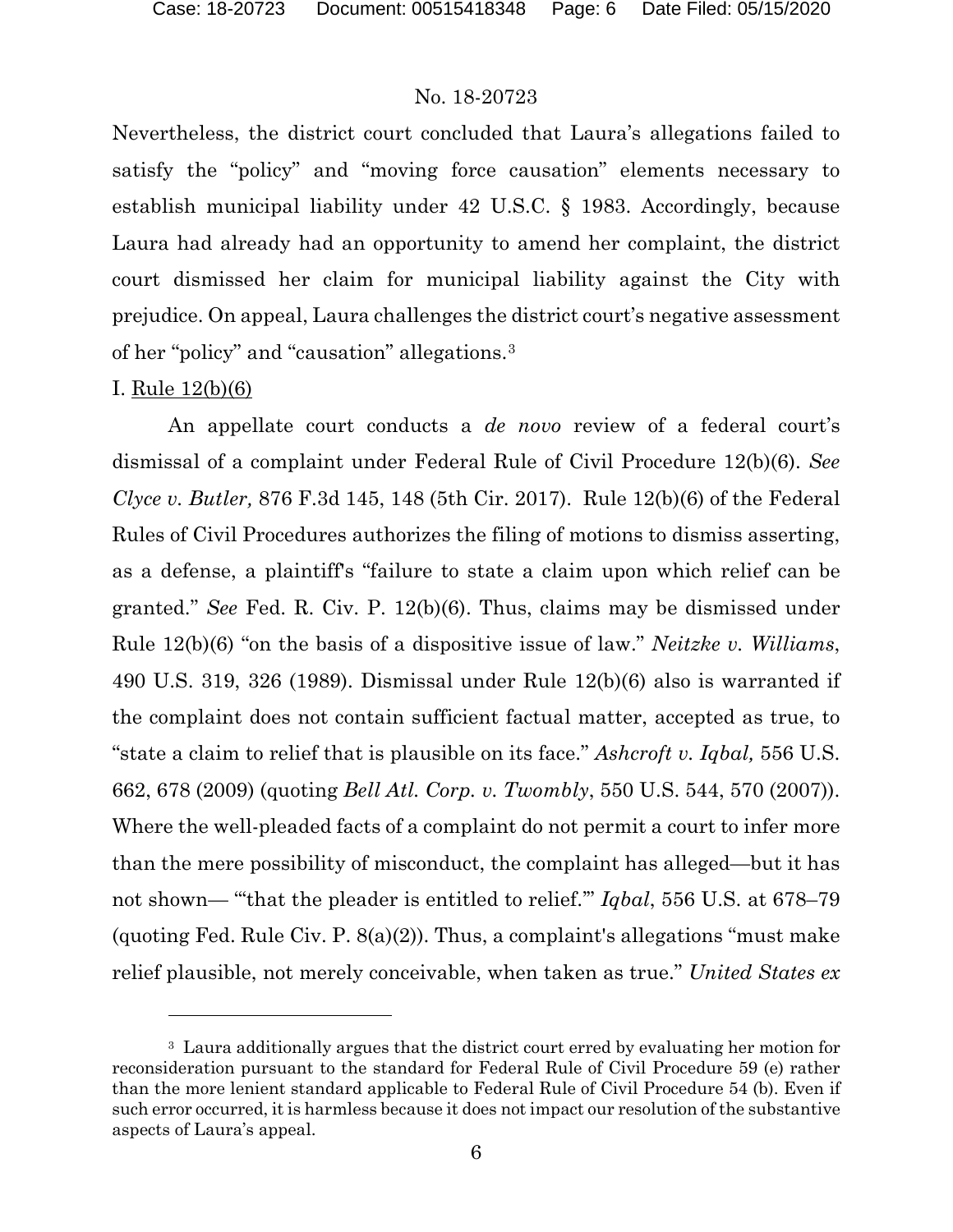Nevertheless, the district court concluded that Laura's allegations failed to satisfy the "policy" and "moving force causation" elements necessary to establish municipal liability under 42 U.S.C. § 1983. Accordingly, because Laura had already had an opportunity to amend her complaint, the district court dismissed her claim for municipal liability against the City with prejudice. On appeal, Laura challenges the district court's negative assessment of her "policy" and "causation" allegations.[3]

I. Rule 12(b)(6)

An appellate court conducts a *de novo* review of a federal court's dismissal of a complaint under Federal Rule of Civil Procedure 12(b)(6). *See Clyce v. Butler,* 876 F.3d 145, 148 (5th Cir. 2017). Rule 12(b)(6) of the Federal Rules of Civil Procedures authorizes the filing of motions to dismiss asserting, as a defense, a plaintiff's "failure to state a claim upon which relief can be granted." *See* Fed. R. Civ. P. 12(b)(6). Thus, claims may be dismissed under Rule 12(b)(6) "on the basis of a dispositive issue of law." *Neitzke v. Williams*, 490 U.S. 319, 326 (1989). Dismissal under Rule 12(b)(6) also is warranted if the complaint does not contain sufficient factual matter, accepted as true, to "state a claim to relief that is plausible on its face." *Ashcroft v. Iqbal,* 556 U.S. 662, 678 (2009) (quoting *Bell Atl. Corp. v. Twombly*, 550 U.S. 544, 570 (2007)). Where the well-pleaded facts of a complaint do not permit a court to infer more than the mere possibility of misconduct, the complaint has alleged—but it has not shown— "'that the pleader is entitled to relief.'" *Iqbal*, 556 U.S. at 678–79 (quoting Fed. Rule Civ. P. 8(a)(2)). Thus, a complaint's allegations "must make relief plausible, not merely conceivable, when taken as true." *United States ex*

---

[3] Laura additionally argues that the district court erred by evaluating her motion for reconsideration pursuant to the standard for Federal Rule of Civil Procedure 59 (e) rather than the more lenient standard applicable to Federal Rule of Civil Procedure 54 (b). Even if such error occurred, it is harmless because it does not impact our resolution of the substantive aspects of Laura's appeal.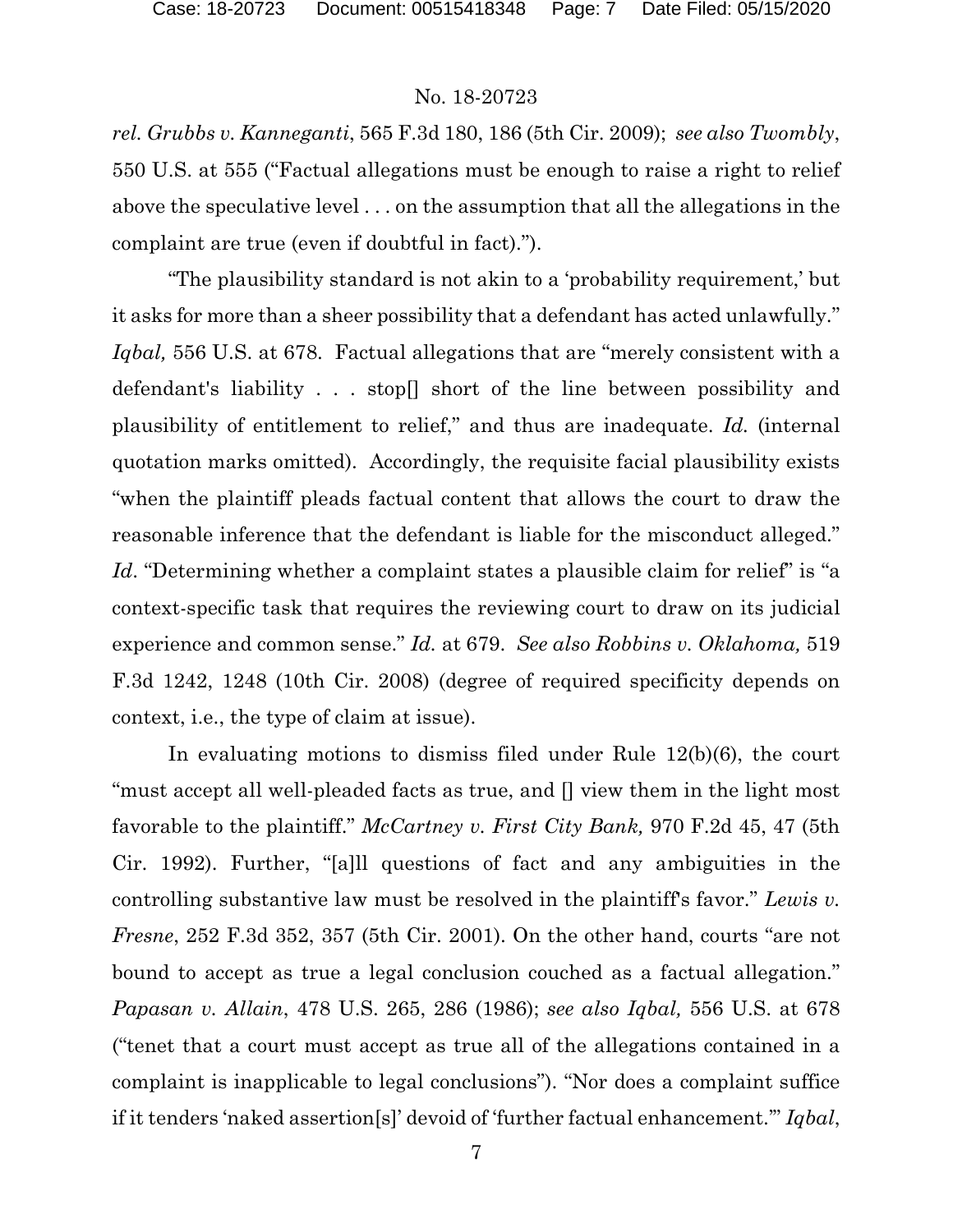*rel. Grubbs v. Kanneganti*, 565 F.3d 180, 186 (5th Cir. 2009); *see also Twombly*, 550 U.S. at 555 ("Factual allegations must be enough to raise a right to relief above the speculative level . . . on the assumption that all the allegations in the complaint are true (even if doubtful in fact).").

"The plausibility standard is not akin to a 'probability requirement,' but it asks for more than a sheer possibility that a defendant has acted unlawfully." *Iqbal,* 556 U.S. at 678. Factual allegations that are "merely consistent with a defendant's liability . . . stop[] short of the line between possibility and plausibility of entitlement to relief," and thus are inadequate. *Id.* (internal quotation marks omitted). Accordingly, the requisite facial plausibility exists "when the plaintiff pleads factual content that allows the court to draw the reasonable inference that the defendant is liable for the misconduct alleged." *Id*. "Determining whether a complaint states a plausible claim for relief" is "a context-specific task that requires the reviewing court to draw on its judicial experience and common sense." *Id.* at 679. *See also Robbins v. Oklahoma,* 519 F.3d 1242, 1248 (10th Cir. 2008) (degree of required specificity depends on context, i.e., the type of claim at issue).

In evaluating motions to dismiss filed under Rule 12(b)(6), the court "must accept all well-pleaded facts as true, and [] view them in the light most favorable to the plaintiff." *McCartney v. First City Bank,* 970 F.2d 45, 47 (5th Cir. 1992). Further, "[a]ll questions of fact and any ambiguities in the controlling substantive law must be resolved in the plaintiff's favor." *Lewis v. Fresne*, 252 F.3d 352, 357 (5th Cir. 2001). On the other hand, courts "are not bound to accept as true a legal conclusion couched as a factual allegation." *Papasan v. Allain*, 478 U.S. 265, 286 (1986); *see also Iqbal,* 556 U.S. at 678 ("tenet that a court must accept as true all of the allegations contained in a complaint is inapplicable to legal conclusions"). "Nor does a complaint suffice if it tenders 'naked assertion[s]' devoid of 'further factual enhancement.'" *Iqbal*,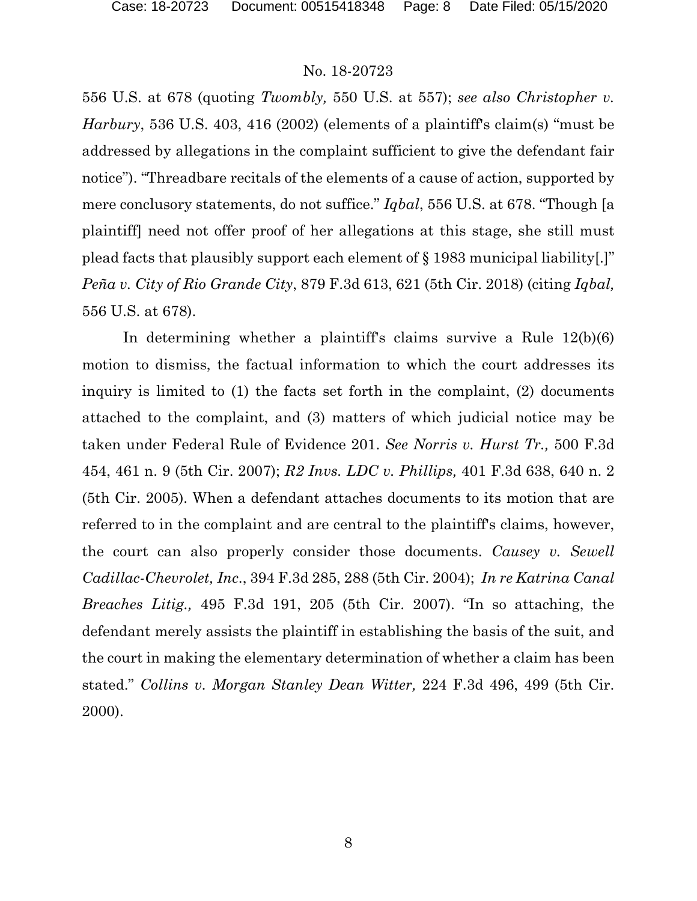556 U.S. at 678 (quoting *Twombly,* 550 U.S. at 557); *see also Christopher v. Harbury*, 536 U.S. 403, 416 (2002) (elements of a plaintiff's claim(s) "must be addressed by allegations in the complaint sufficient to give the defendant fair notice"). "Threadbare recitals of the elements of a cause of action, supported by mere conclusory statements, do not suffice." *Iqbal*, 556 U.S. at 678. "Though [a plaintiff] need not offer proof of her allegations at this stage, she still must plead facts that plausibly support each element of § 1983 municipal liability[.]" *Peña v. City of Rio Grande City*, 879 F.3d 613, 621 (5th Cir. 2018) (citing *Iqbal,* 556 U.S. at 678).

In determining whether a plaintiff's claims survive a Rule 12(b)(6) motion to dismiss, the factual information to which the court addresses its inquiry is limited to (1) the facts set forth in the complaint, (2) documents attached to the complaint, and (3) matters of which judicial notice may be taken under Federal Rule of Evidence 201. *See Norris v. Hurst Tr.,* 500 F.3d 454, 461 n. 9 (5th Cir. 2007); *R2 Invs. LDC v. Phillips,* 401 F.3d 638, 640 n. 2 (5th Cir. 2005). When a defendant attaches documents to its motion that are referred to in the complaint and are central to the plaintiff's claims, however, the court can also properly consider those documents. *Causey v. Sewell Cadillac-Chevrolet, Inc.*, 394 F.3d 285, 288 (5th Cir. 2004); *In re Katrina Canal Breaches Litig.,* 495 F.3d 191, 205 (5th Cir. 2007). "In so attaching, the defendant merely assists the plaintiff in establishing the basis of the suit, and the court in making the elementary determination of whether a claim has been stated." *Collins v. Morgan Stanley Dean Witter,* 224 F.3d 496, 499 (5th Cir. 2000).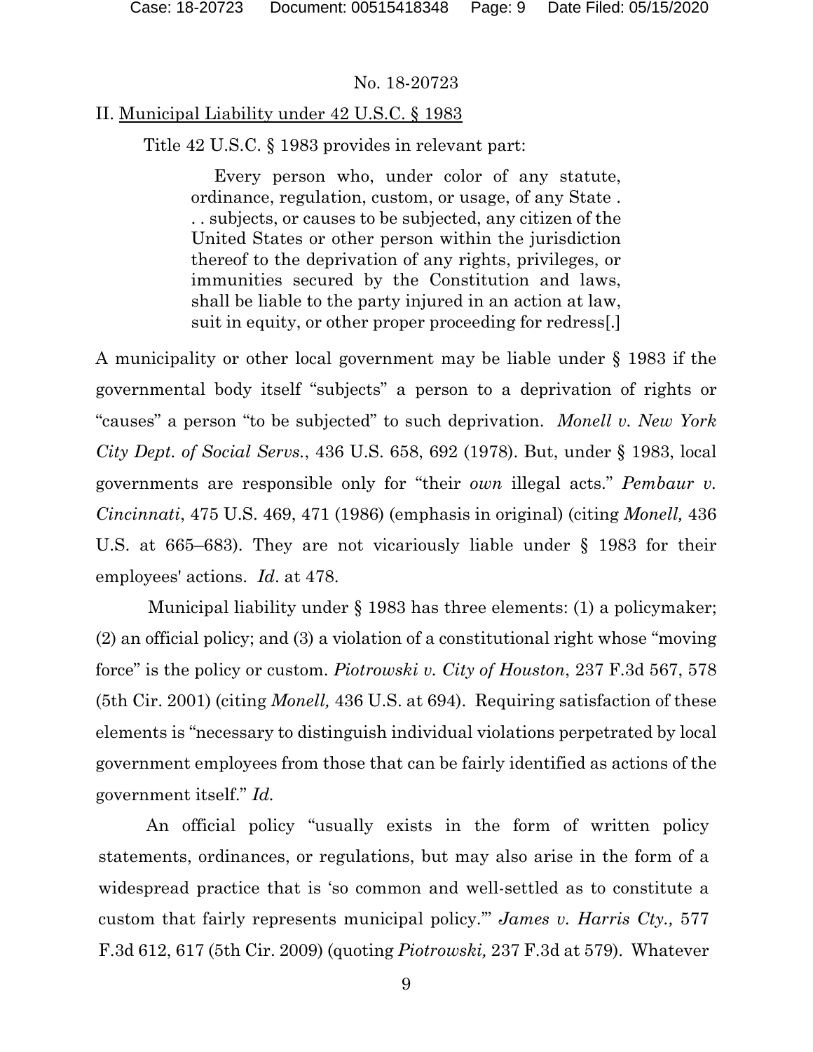## II. Municipal Liability under 42 U.S.C. § 1983

Title 42 U.S.C. § 1983 provides in relevant part:

> Every person who, under color of any statute, ordinance, regulation, custom, or usage, of any State . . . subjects, or causes to be subjected, any citizen of the United States or other person within the jurisdiction thereof to the deprivation of any rights, privileges, or immunities secured by the Constitution and laws, shall be liable to the party injured in an action at law, suit in equity, or other proper proceeding for redress[.]

A municipality or other local government may be liable under § 1983 if the governmental body itself "subjects" a person to a deprivation of rights or "causes" a person "to be subjected" to such deprivation. *Monell v. New York City Dept. of Social Servs.*, 436 U.S. 658, 692 (1978). But, under § 1983, local governments are responsible only for "their *own* illegal acts." *Pembaur v. Cincinnati*, 475 U.S. 469, 471 (1986) (emphasis in original) (citing *Monell,* 436 U.S. at 665–683). They are not vicariously liable under § 1983 for their employees' actions. *Id*. at 478.

Municipal liability under § 1983 has three elements: (1) a policymaker; (2) an official policy; and (3) a violation of a constitutional right whose "moving force" is the policy or custom. *Piotrowski v. City of Houston*, 237 F.3d 567, 578 (5th Cir. 2001) (citing *Monell,* 436 U.S. at 694). Requiring satisfaction of these elements is "necessary to distinguish individual violations perpetrated by local government employees from those that can be fairly identified as actions of the government itself." *Id.*

An official policy "usually exists in the form of written policy statements, ordinances, or regulations, but may also arise in the form of a widespread practice that is 'so common and well-settled as to constitute a custom that fairly represents municipal policy.'" *James v. Harris Cty.,* 577 F.3d 612, 617 (5th Cir. 2009) (quoting *Piotrowski,* 237 F.3d at 579). Whatever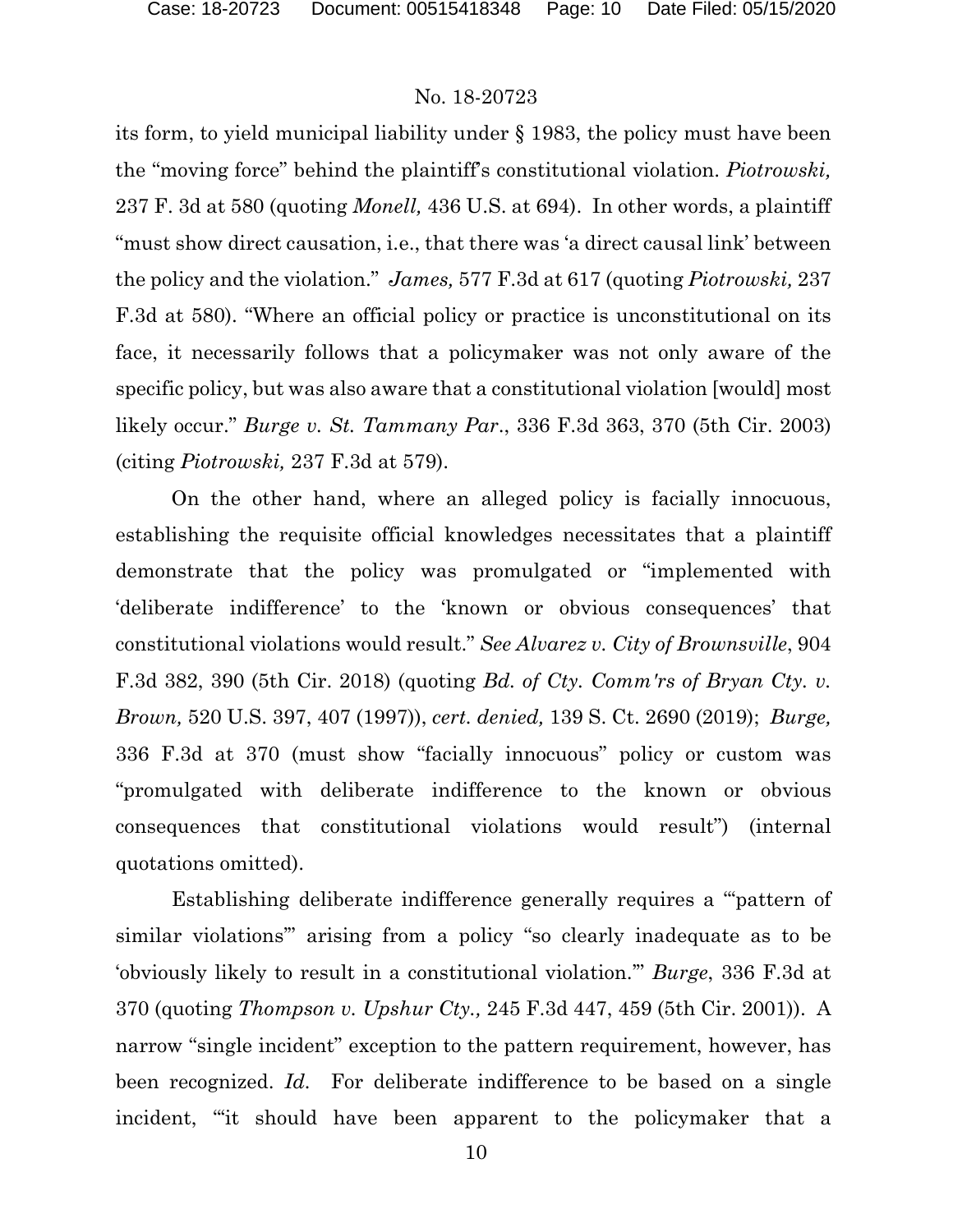its form, to yield municipal liability under § 1983, the policy must have been the "moving force" behind the plaintiff's constitutional violation. *Piotrowski,* 237 F. 3d at 580 (quoting *Monell,* 436 U.S. at 694). In other words, a plaintiff "must show direct causation, i.e., that there was 'a direct causal link' between the policy and the violation." *James,* 577 F.3d at 617 (quoting *Piotrowski,* 237 F.3d at 580). "Where an official policy or practice is unconstitutional on its face, it necessarily follows that a policymaker was not only aware of the specific policy, but was also aware that a constitutional violation [would] most likely occur." *Burge v. St. Tammany Par*., 336 F.3d 363, 370 (5th Cir. 2003) (citing *Piotrowski,* 237 F.3d at 579).

On the other hand, where an alleged policy is facially innocuous, establishing the requisite official knowledges necessitates that a plaintiff demonstrate that the policy was promulgated or "implemented with 'deliberate indifference' to the 'known or obvious consequences' that constitutional violations would result." *See Alvarez v. City of Brownsville*, 904 F.3d 382, 390 (5th Cir. 2018) (quoting *Bd. of Cty. Comm'rs of Bryan Cty. v. Brown,* 520 U.S. 397, 407 (1997)), *cert. denied,* 139 S. Ct. 2690 (2019); *Burge,* 336 F.3d at 370 (must show "facially innocuous" policy or custom was "promulgated with deliberate indifference to the known or obvious consequences that constitutional violations would result") (internal quotations omitted).

Establishing deliberate indifference generally requires a "'pattern of similar violations'" arising from a policy "so clearly inadequate as to be 'obviously likely to result in a constitutional violation.'" *Burge*, 336 F.3d at 370 (quoting *Thompson v. Upshur Cty.,* 245 F.3d 447, 459 (5th Cir. 2001)). A narrow "single incident" exception to the pattern requirement, however, has been recognized. *Id.* For deliberate indifference to be based on a single incident, "'it should have been apparent to the policymaker that a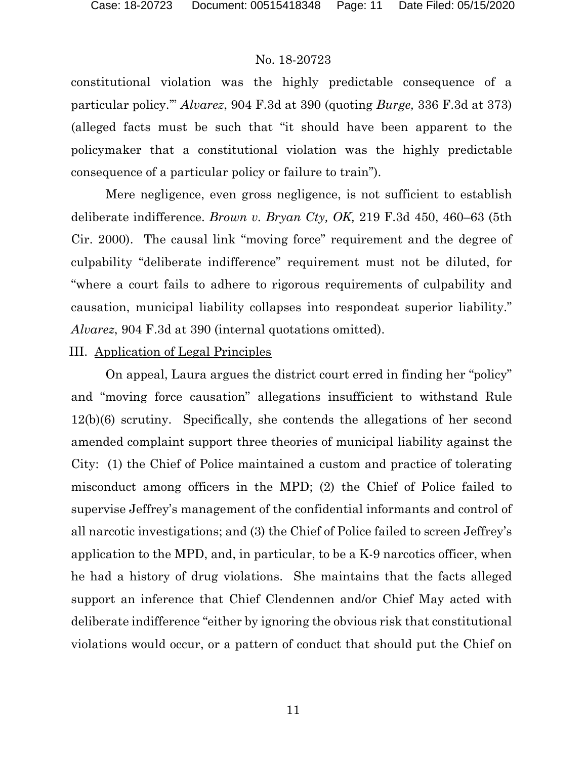constitutional violation was the highly predictable consequence of a particular policy.'" *Alvarez*, 904 F.3d at 390 (quoting *Burge,* 336 F.3d at 373) (alleged facts must be such that "it should have been apparent to the policymaker that a constitutional violation was the highly predictable consequence of a particular policy or failure to train").

Mere negligence, even gross negligence, is not sufficient to establish deliberate indifference. *Brown v. Bryan Cty, OK,* 219 F.3d 450, 460–63 (5th Cir. 2000). The causal link "moving force" requirement and the degree of culpability "deliberate indifference" requirement must not be diluted, for "where a court fails to adhere to rigorous requirements of culpability and causation, municipal liability collapses into respondeat superior liability." *Alvarez*, 904 F.3d at 390 (internal quotations omitted).

III. Application of Legal Principles

On appeal, Laura argues the district court erred in finding her "policy" and "moving force causation" allegations insufficient to withstand Rule 12(b)(6) scrutiny. Specifically, she contends the allegations of her second amended complaint support three theories of municipal liability against the City: (1) the Chief of Police maintained a custom and practice of tolerating misconduct among officers in the MPD; (2) the Chief of Police failed to supervise Jeffrey's management of the confidential informants and control of all narcotic investigations; and (3) the Chief of Police failed to screen Jeffrey's application to the MPD, and, in particular, to be a K-9 narcotics officer, when he had a history of drug violations. She maintains that the facts alleged support an inference that Chief Clendennen and/or Chief May acted with deliberate indifference "either by ignoring the obvious risk that constitutional violations would occur, or a pattern of conduct that should put the Chief on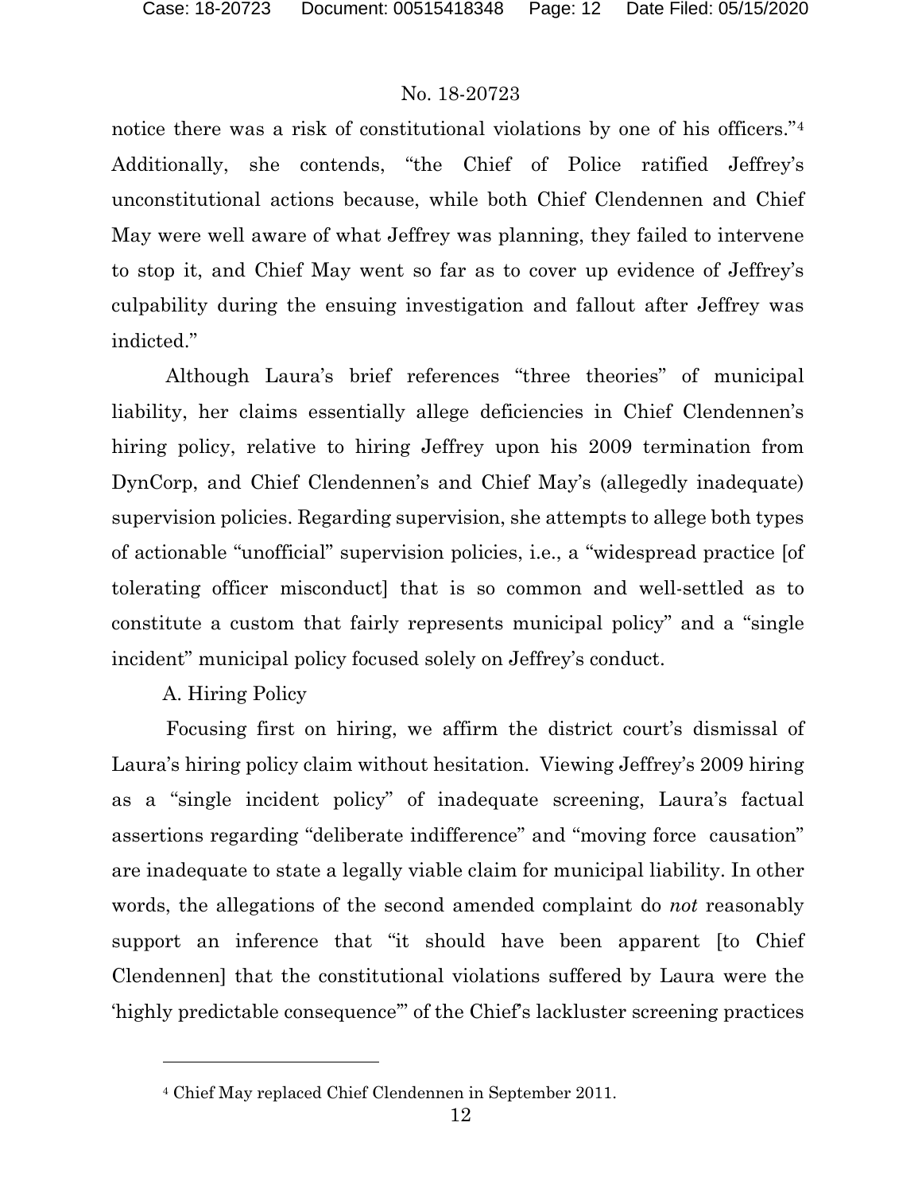notice there was a risk of constitutional violations by one of his officers."[4] Additionally, she contends, "the Chief of Police ratified Jeffrey's unconstitutional actions because, while both Chief Clendennen and Chief May were well aware of what Jeffrey was planning, they failed to intervene to stop it, and Chief May went so far as to cover up evidence of Jeffrey's culpability during the ensuing investigation and fallout after Jeffrey was indicted."

Although Laura's brief references "three theories" of municipal liability, her claims essentially allege deficiencies in Chief Clendennen's hiring policy, relative to hiring Jeffrey upon his 2009 termination from DynCorp, and Chief Clendennen's and Chief May's (allegedly inadequate) supervision policies. Regarding supervision, she attempts to allege both types of actionable "unofficial" supervision policies, i.e., a "widespread practice [of tolerating officer misconduct] that is so common and well-settled as to constitute a custom that fairly represents municipal policy" and a "single incident" municipal policy focused solely on Jeffrey's conduct.

A. Hiring Policy

Focusing first on hiring, we affirm the district court's dismissal of Laura's hiring policy claim without hesitation. Viewing Jeffrey's 2009 hiring as a "single incident policy" of inadequate screening, Laura's factual assertions regarding "deliberate indifference" and "moving force causation" are inadequate to state a legally viable claim for municipal liability. In other words, the allegations of the second amended complaint do *not* reasonably support an inference that "it should have been apparent [to Chief Clendennen] that the constitutional violations suffered by Laura were the 'highly predictable consequence'" of the Chief's lackluster screening practices

[4] Chief May replaced Chief Clendennen in September 2011.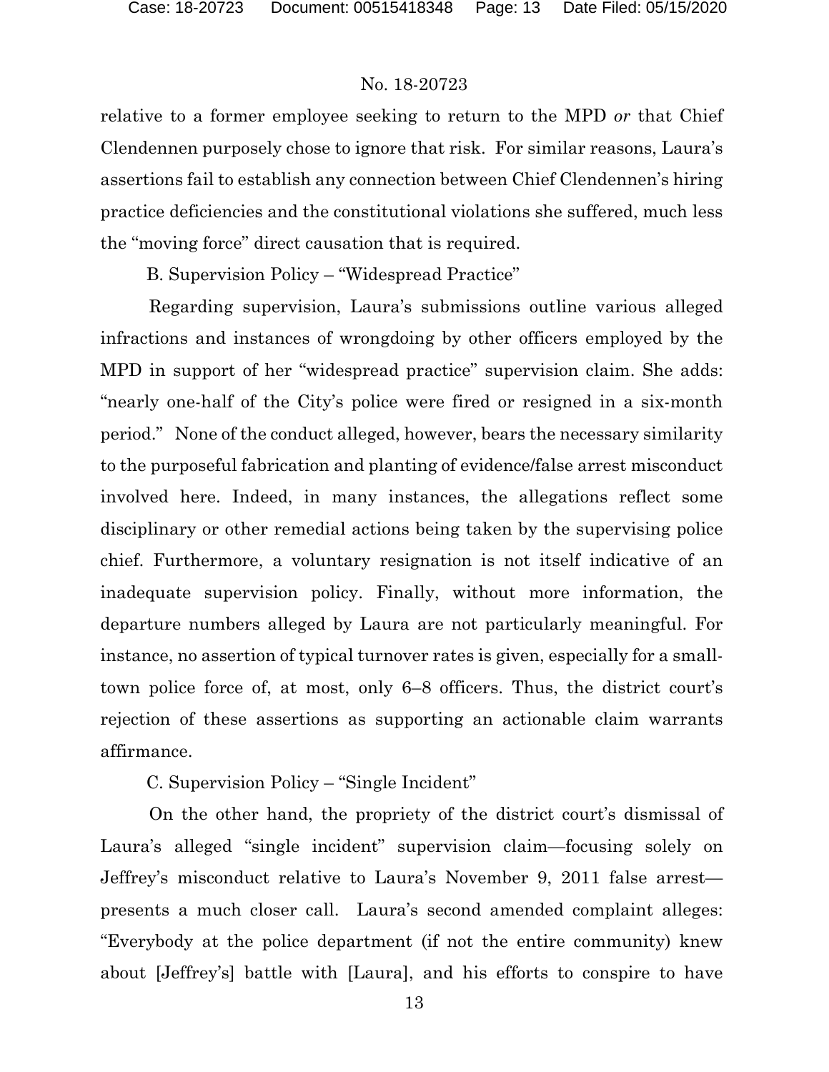relative to a former employee seeking to return to the MPD *or* that Chief Clendennen purposely chose to ignore that risk. For similar reasons, Laura's assertions fail to establish any connection between Chief Clendennen's hiring practice deficiencies and the constitutional violations she suffered, much less the "moving force" direct causation that is required.

B. Supervision Policy – "Widespread Practice"

Regarding supervision, Laura's submissions outline various alleged infractions and instances of wrongdoing by other officers employed by the MPD in support of her "widespread practice" supervision claim. She adds: "nearly one-half of the City's police were fired or resigned in a six-month period." None of the conduct alleged, however, bears the necessary similarity to the purposeful fabrication and planting of evidence/false arrest misconduct involved here. Indeed, in many instances, the allegations reflect some disciplinary or other remedial actions being taken by the supervising police chief. Furthermore, a voluntary resignation is not itself indicative of an inadequate supervision policy. Finally, without more information, the departure numbers alleged by Laura are not particularly meaningful. For instance, no assertion of typical turnover rates is given, especially for a small-town police force of, at most, only 6–8 officers. Thus, the district court's rejection of these assertions as supporting an actionable claim warrants affirmance.

C. Supervision Policy – "Single Incident"

On the other hand, the propriety of the district court's dismissal of Laura's alleged "single incident" supervision claim—focusing solely on Jeffrey's misconduct relative to Laura's November 9, 2011 false arrest—presents a much closer call. Laura's second amended complaint alleges: "Everybody at the police department (if not the entire community) knew about [Jeffrey's] battle with [Laura], and his efforts to conspire to have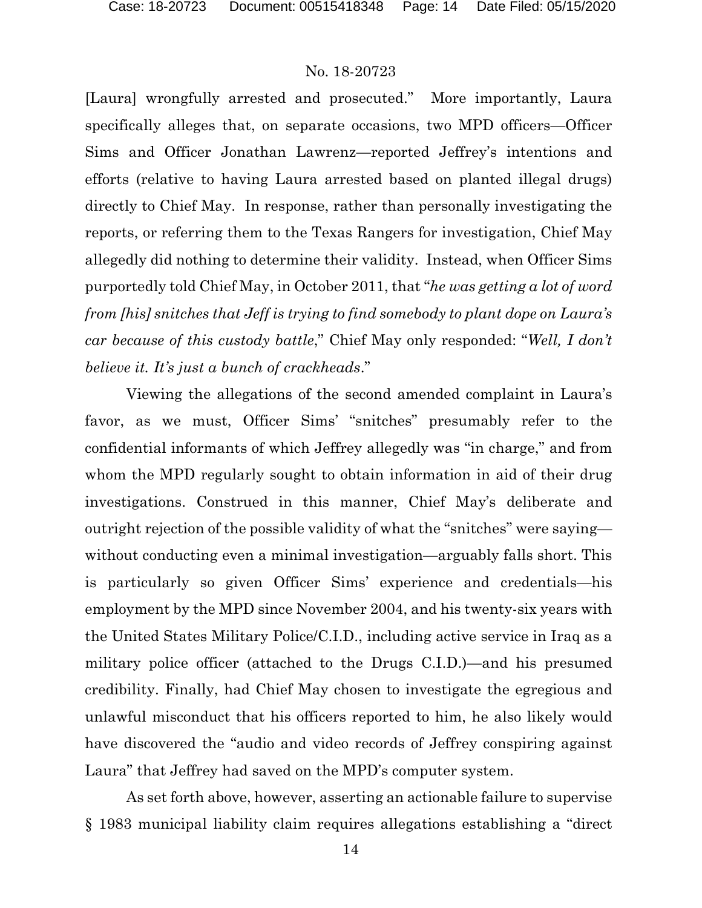[Laura] wrongfully arrested and prosecuted." More importantly, Laura specifically alleges that, on separate occasions, two MPD officers—Officer Sims and Officer Jonathan Lawrenz—reported Jeffrey's intentions and efforts (relative to having Laura arrested based on planted illegal drugs) directly to Chief May. In response, rather than personally investigating the reports, or referring them to the Texas Rangers for investigation, Chief May allegedly did nothing to determine their validity. Instead, when Officer Sims purportedly told Chief May, in October 2011, that "*he was getting a lot of word from [his] snitches that Jeff is trying to find somebody to plant dope on Laura's car because of this custody battle*," Chief May only responded: "*Well, I don't believe it. It's just a bunch of crackheads*."

Viewing the allegations of the second amended complaint in Laura's favor, as we must, Officer Sims' "snitches" presumably refer to the confidential informants of which Jeffrey allegedly was "in charge," and from whom the MPD regularly sought to obtain information in aid of their drug investigations. Construed in this manner, Chief May's deliberate and outright rejection of the possible validity of what the "snitches" were saying—without conducting even a minimal investigation—arguably falls short. This is particularly so given Officer Sims' experience and credentials—his employment by the MPD since November 2004, and his twenty-six years with the United States Military Police/C.I.D., including active service in Iraq as a military police officer (attached to the Drugs C.I.D.)—and his presumed credibility. Finally, had Chief May chosen to investigate the egregious and unlawful misconduct that his officers reported to him, he also likely would have discovered the "audio and video records of Jeffrey conspiring against Laura" that Jeffrey had saved on the MPD's computer system.

As set forth above, however, asserting an actionable failure to supervise § 1983 municipal liability claim requires allegations establishing a "direct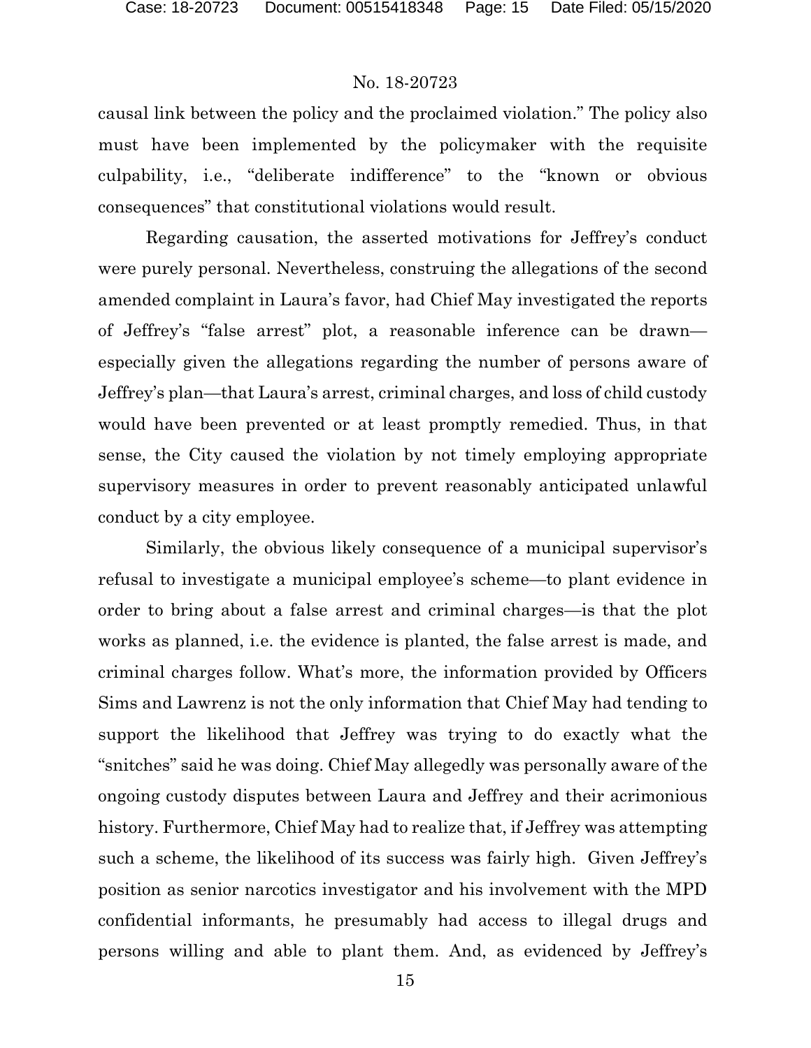causal link between the policy and the proclaimed violation." The policy also must have been implemented by the policymaker with the requisite culpability, i.e., "deliberate indifference" to the "known or obvious consequences" that constitutional violations would result.

Regarding causation, the asserted motivations for Jeffrey's conduct were purely personal. Nevertheless, construing the allegations of the second amended complaint in Laura's favor, had Chief May investigated the reports of Jeffrey's "false arrest" plot, a reasonable inference can be drawn—especially given the allegations regarding the number of persons aware of Jeffrey's plan—that Laura's arrest, criminal charges, and loss of child custody would have been prevented or at least promptly remedied. Thus, in that sense, the City caused the violation by not timely employing appropriate supervisory measures in order to prevent reasonably anticipated unlawful conduct by a city employee.

Similarly, the obvious likely consequence of a municipal supervisor's refusal to investigate a municipal employee's scheme—to plant evidence in order to bring about a false arrest and criminal charges—is that the plot works as planned, i.e. the evidence is planted, the false arrest is made, and criminal charges follow. What's more, the information provided by Officers Sims and Lawrenz is not the only information that Chief May had tending to support the likelihood that Jeffrey was trying to do exactly what the "snitches" said he was doing. Chief May allegedly was personally aware of the ongoing custody disputes between Laura and Jeffrey and their acrimonious history. Furthermore, Chief May had to realize that, if Jeffrey was attempting such a scheme, the likelihood of its success was fairly high. Given Jeffrey's position as senior narcotics investigator and his involvement with the MPD confidential informants, he presumably had access to illegal drugs and persons willing and able to plant them. And, as evidenced by Jeffrey's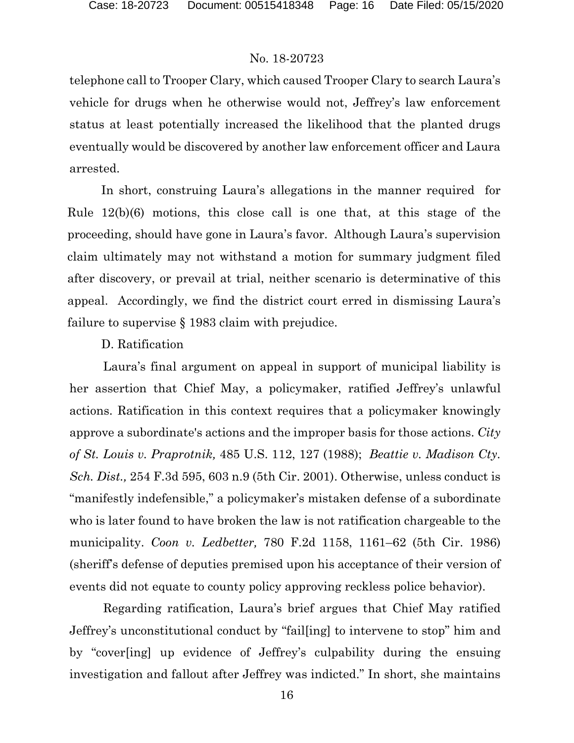telephone call to Trooper Clary, which caused Trooper Clary to search Laura's vehicle for drugs when he otherwise would not, Jeffrey's law enforcement status at least potentially increased the likelihood that the planted drugs eventually would be discovered by another law enforcement officer and Laura arrested.

In short, construing Laura's allegations in the manner required for Rule 12(b)(6) motions, this close call is one that, at this stage of the proceeding, should have gone in Laura's favor. Although Laura's supervision claim ultimately may not withstand a motion for summary judgment filed after discovery, or prevail at trial, neither scenario is determinative of this appeal. Accordingly, we find the district court erred in dismissing Laura's failure to supervise § 1983 claim with prejudice.

D. Ratification

Laura's final argument on appeal in support of municipal liability is her assertion that Chief May, a policymaker, ratified Jeffrey's unlawful actions. Ratification in this context requires that a policymaker knowingly approve a subordinate's actions and the improper basis for those actions. *City of St. Louis v. Praprotnik,* 485 U.S. 112, 127 (1988); *Beattie v. Madison Cty. Sch. Dist.,* 254 F.3d 595, 603 n.9 (5th Cir. 2001). Otherwise, unless conduct is "manifestly indefensible," a policymaker's mistaken defense of a subordinate who is later found to have broken the law is not ratification chargeable to the municipality. *Coon v. Ledbetter,* 780 F.2d 1158, 1161–62 (5th Cir. 1986) (sheriff's defense of deputies premised upon his acceptance of their version of events did not equate to county policy approving reckless police behavior).

Regarding ratification, Laura's brief argues that Chief May ratified Jeffrey's unconstitutional conduct by "fail[ing] to intervene to stop" him and by "cover[ing] up evidence of Jeffrey's culpability during the ensuing investigation and fallout after Jeffrey was indicted." In short, she maintains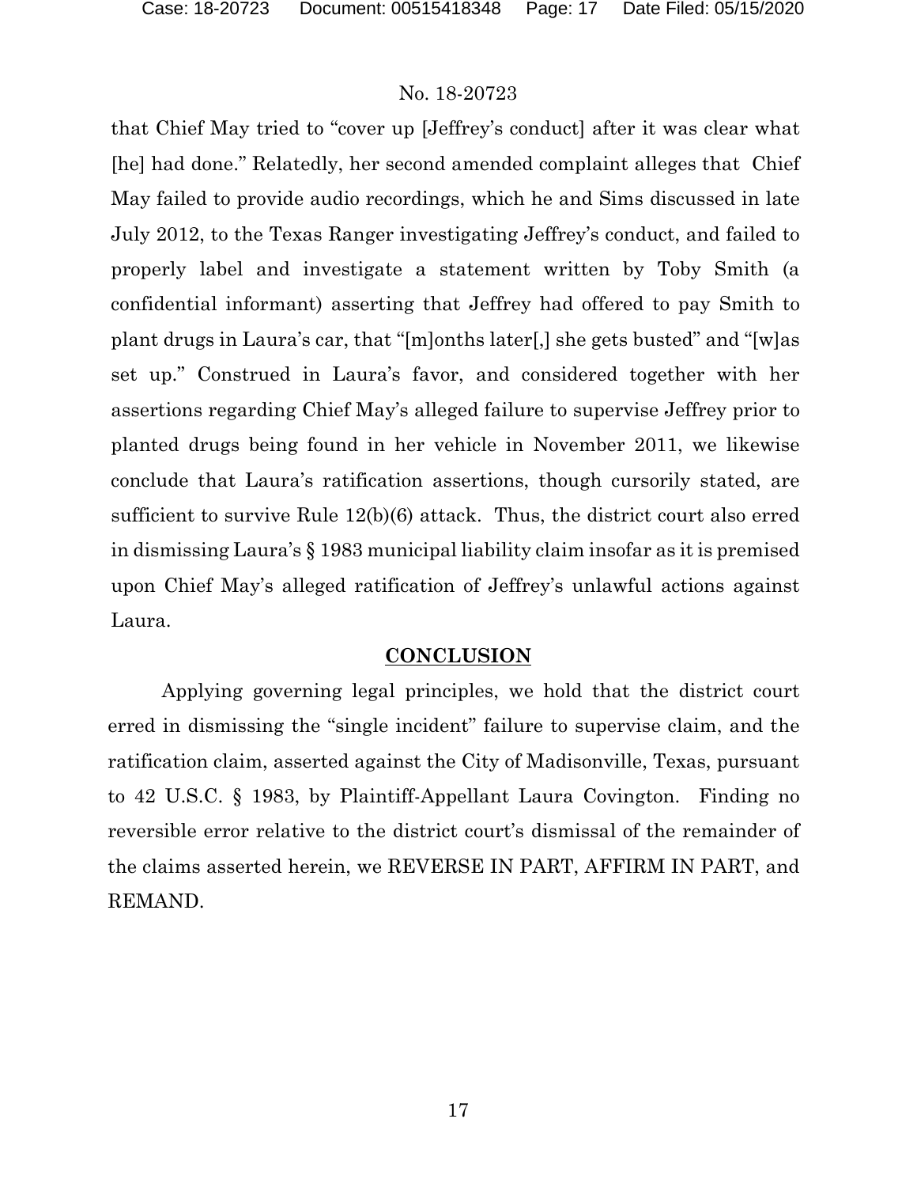that Chief May tried to "cover up [Jeffrey's conduct] after it was clear what [he] had done." Relatedly, her second amended complaint alleges that Chief May failed to provide audio recordings, which he and Sims discussed in late July 2012, to the Texas Ranger investigating Jeffrey's conduct, and failed to properly label and investigate a statement written by Toby Smith (a confidential informant) asserting that Jeffrey had offered to pay Smith to plant drugs in Laura's car, that "[m]onths later[,] she gets busted" and "[w]as set up." Construed in Laura's favor, and considered together with her assertions regarding Chief May's alleged failure to supervise Jeffrey prior to planted drugs being found in her vehicle in November 2011, we likewise conclude that Laura's ratification assertions, though cursorily stated, are sufficient to survive Rule 12(b)(6) attack. Thus, the district court also erred in dismissing Laura's § 1983 municipal liability claim insofar as it is premised upon Chief May's alleged ratification of Jeffrey's unlawful actions against Laura.

## CONCLUSION

Applying governing legal principles, we hold that the district court erred in dismissing the "single incident" failure to supervise claim, and the ratification claim, asserted against the City of Madisonville, Texas, pursuant to 42 U.S.C. § 1983, by Plaintiff-Appellant Laura Covington. Finding no reversible error relative to the district court's dismissal of the remainder of the claims asserted herein, we REVERSE IN PART, AFFIRM IN PART, and REMAND.